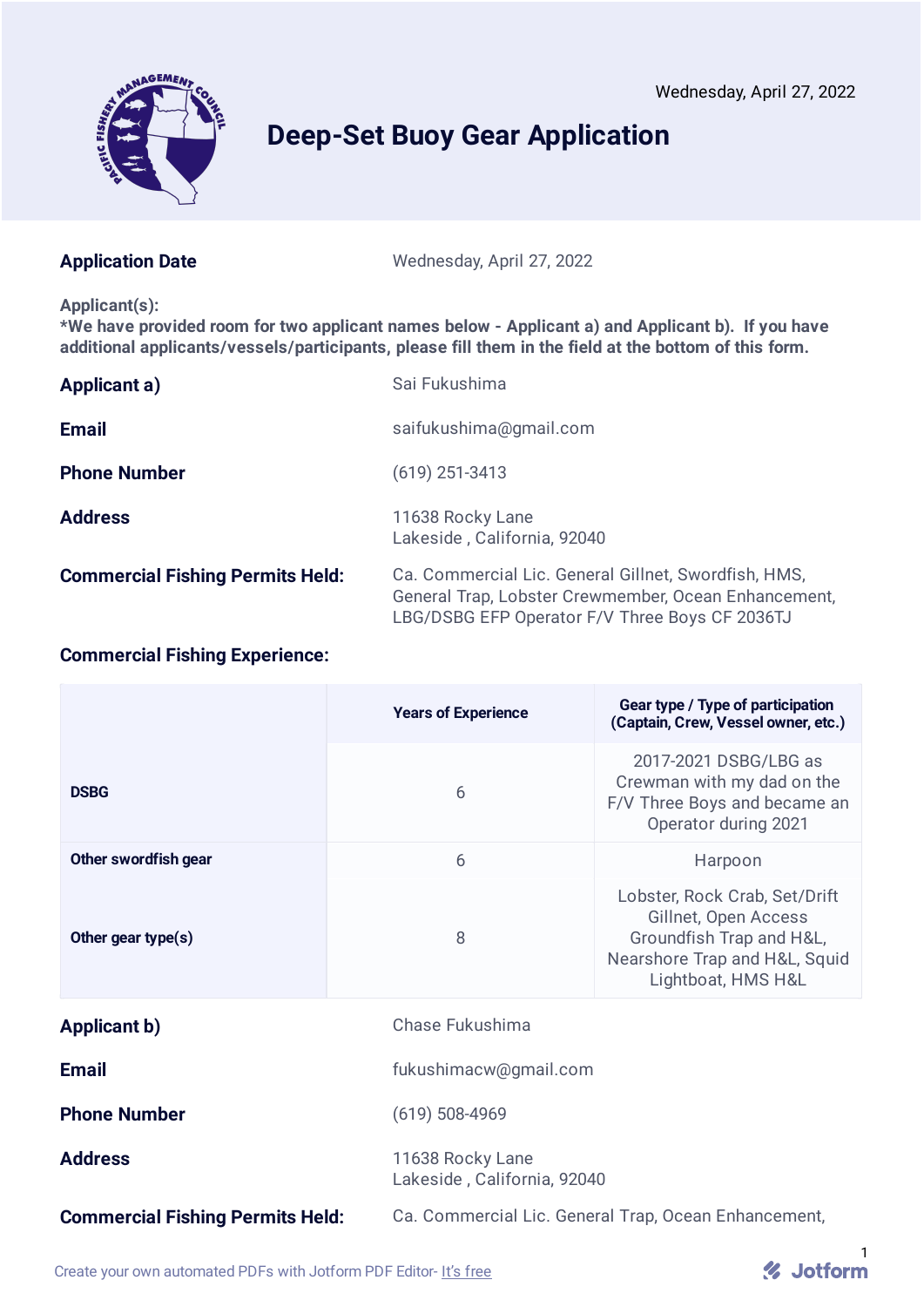Wednesday, April 27, 2022

# Deep-Set Buoy Gear Application

**Application Date** Wednesday, April 27, 2022

**Applicant(s):**
**\*We have provided room for two applicant names below - Applicant a) and Applicant b). If you have additional applicants/vessels/participants, please fill them in the field at the bottom of this form.**

**Applicant a)** Sai Fukushima

**Email** saifukushima@gmail.com

**Phone Number** (619) 251-3413

**Address** 11638 Rocky Lane
Lakeside , California, 92040

**Commercial Fishing Permits Held:** Ca. Commercial Lic. General Gillnet, Swordfish, HMS, General Trap, Lobster Crewmember, Ocean Enhancement, LBG/DSBG EFP Operator F/V Three Boys CF 2036TJ

**Commercial Fishing Experience:**

| | Years of Experience | Gear type / Type of participation (Captain, Crew, Vessel owner, etc.) |
|---|---|---|
| DSBG | 6 | 2017-2021 DSBG/LBG as Crewman with my dad on the F/V Three Boys and became an Operator during 2021 |
| Other swordfish gear | 6 | Harpoon |
| Other gear type(s) | 8 | Lobster, Rock Crab, Set/Drift Gillnet, Open Access Groundfish Trap and H&L, Nearshore Trap and H&L, Squid Lightboat, HMS H&L |

**Applicant b)** Chase Fukushima

**Email** fukushimacw@gmail.com

**Phone Number** (619) 508-4969

**Address** 11638 Rocky Lane
Lakeside , California, 92040

**Commercial Fishing Permits Held:** Ca. Commercial Lic. General Trap, Ocean Enhancement,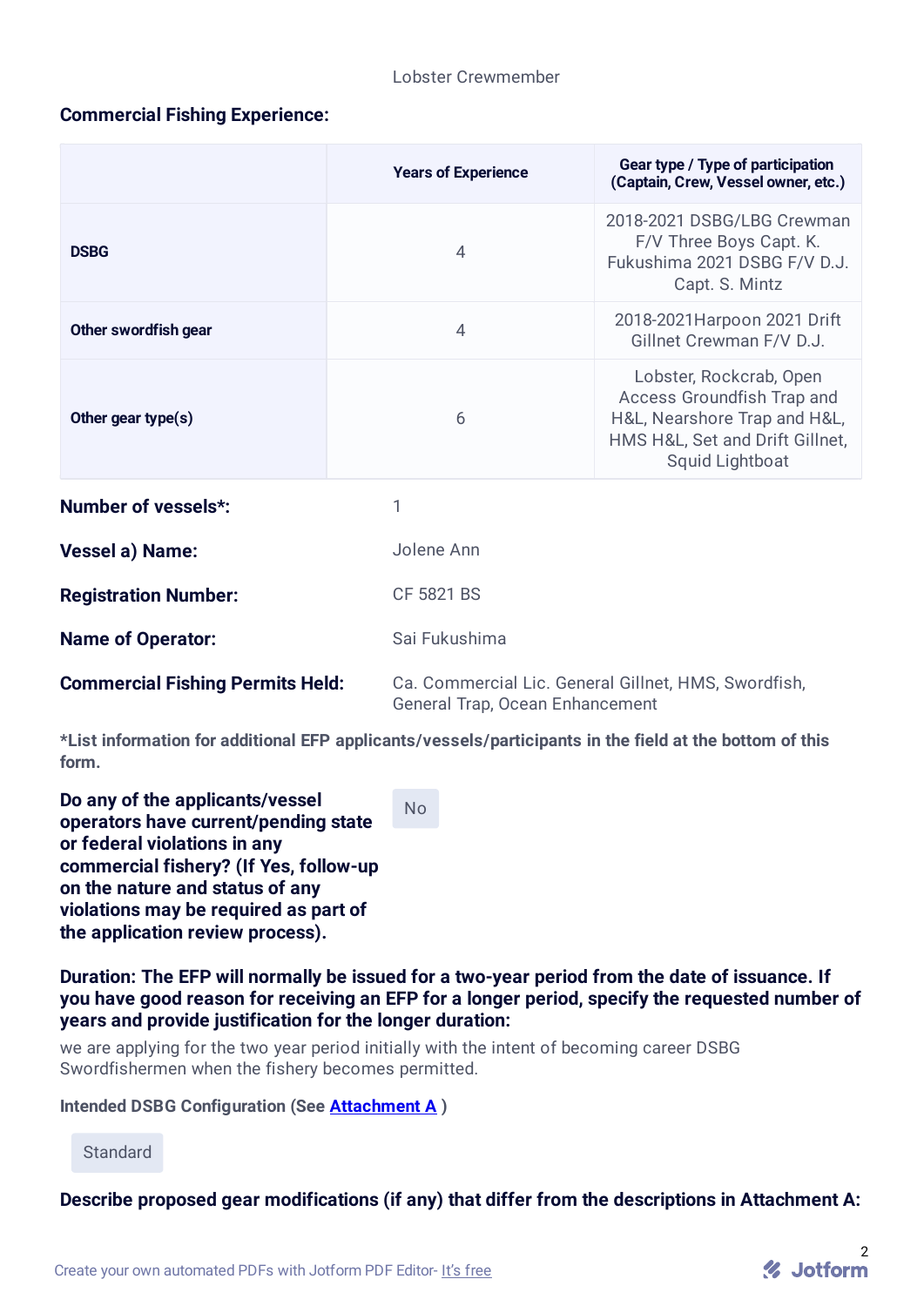Lobster Crewmember

**Commercial Fishing Experience:**

| | Years of Experience | Gear type / Type of participation (Captain, Crew, Vessel owner, etc.) |
|---|---|---|
| **DSBG** | 4 | 2018-2021 DSBG/LBG Crewman F/V Three Boys Capt. K. Fukushima 2021 DSBG F/V D.J. Capt. S. Mintz |
| **Other swordfish gear** | 4 | 2018-2021Harpoon 2021 Drift Gillnet Crewman F/V D.J. |
| **Other gear type(s)** | 6 | Lobster, Rockcrab, Open Access Groundfish Trap and H&L, Nearshore Trap and H&L, HMS H&L, Set and Drift Gillnet, Squid Lightboat |

**Number of vessels*:** 1

**Vessel a) Name:** Jolene Ann

**Registration Number:** CF 5821 BS

**Name of Operator:** Sai Fukushima

**Commercial Fishing Permits Held:** Ca. Commercial Lic. General Gillnet, HMS, Swordfish, General Trap, Ocean Enhancement

***List information for additional EFP applicants/vessels/participants in the field at the bottom of this form.**

**Do any of the applicants/vessel operators have current/pending state or federal violations in any commercial fishery? (If Yes, follow-up on the nature and status of any violations may be required as part of the application review process).**

No

**Duration: The EFP will normally be issued for a two-year period from the date of issuance. If you have good reason for receiving an EFP for a longer period, specify the requested number of years and provide justification for the longer duration:**

we are applying for the two year period initially with the intent of becoming career DSBG Swordfishermen when the fishery becomes permitted.

**Intended DSBG Configuration (See Attachment A )**

Standard

**Describe proposed gear modifications (if any) that differ from the descriptions in Attachment A:**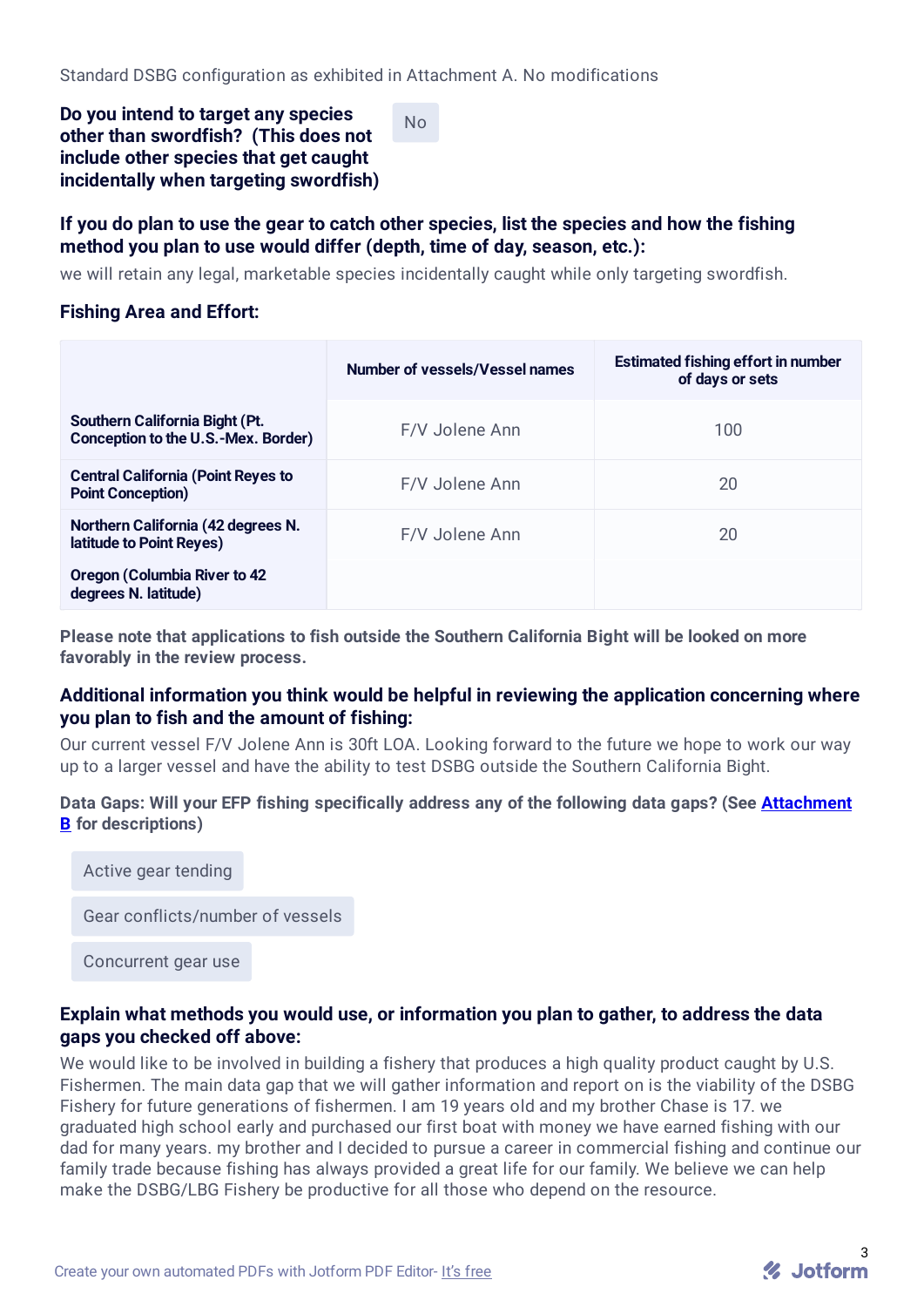Standard DSBG configuration as exhibited in Attachment A. No modifications

**Do you intend to target any species other than swordfish? (This does not include other species that get caught incidentally when targeting swordfish)**

No

**If you do plan to use the gear to catch other species, list the species and how the fishing method you plan to use would differ (depth, time of day, season, etc.):**

we will retain any legal, marketable species incidentally caught while only targeting swordfish.

**Fishing Area and Effort:**

| | Number of vessels/Vessel names | Estimated fishing effort in number of days or sets |
|---|---|---|
| Southern California Bight (Pt. Conception to the U.S.-Mex. Border) | F/V Jolene Ann | 100 |
| Central California (Point Reyes to Point Concepton) | F/V Jolene Ann | 20 |
| Northern California (42 degrees N. latitude to Point Reyes) | F/V Jolene Ann | 20 |
| Oregon (Columbia River to 42 degrees N. latitude) | | |

**Please note that applications to fish outside the Southern California Bight will be looked on more favorably in the review process.**

**Additional information you think would be helpful in reviewing the application concerning where you plan to fish and the amount of fishing:**

Our current vessel F/V Jolene Ann is 30ft LOA. Looking forward to the future we hope to work our way up to a larger vessel and have the ability to test DSBG outside the Southern California Bight.

**Data Gaps: Will your EFP fishing specifically address any of the following data gaps? (See Attachment B for descriptions)**

- Active gear tending
- Gear conflicts/number of vessels
- Concurrent gear use

**Explain what methods you would use, or information you plan to gather, to address the data gaps you checked off above:**

We would like to be involved in building a fishery that produces a high quality product caught by U.S. Fishermen. The main data gap that we will gather information and report on is the viability of the DSBG Fishery for future generations of fishermen. I am 19 years old and my brother Chase is 17. we graduated high school early and purchased our first boat with money we have earned fishing with our dad for many years. my brother and I decided to pursue a career in commercial fishing and continue our family trade because fishing has always provided a great life for our family. We believe we can help make the DSBG/LBG Fishery be productive for all those who depend on the resource.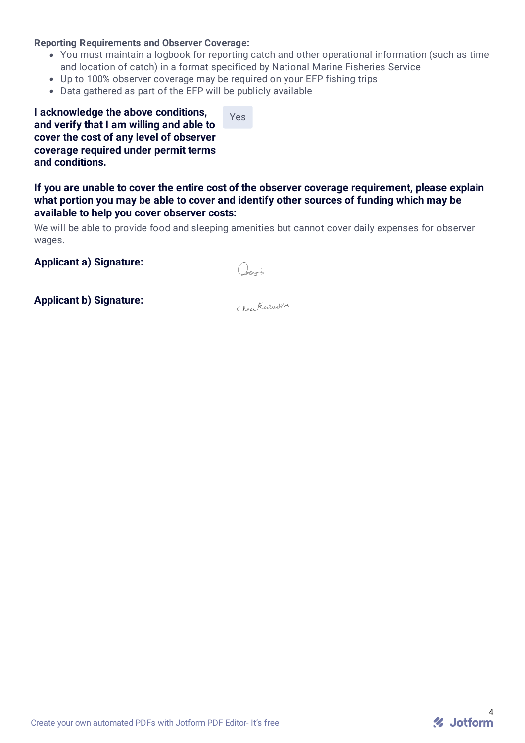**Reporting Requirements and Observer Coverage:**

- You must maintain a logbook for reporting catch and other operational information (such as time and location of catch) in a format specificed by National Marine Fisheries Service
- Up to 100% observer coverage may be required on your EFP fishing trips
- Data gathered as part of the EFP will be publicly available

**I acknowledge the above conditions, and verify that I am willing and able to cover the cost of any level of observer coverage required under permit terms and conditions.**

Yes

**If you are unable to cover the entire cost of the observer coverage requirement, please explain what portion you may be able to cover and identify other sources of funding which may be available to help you cover observer costs:**

We will be able to provide food and sleeping amenities but cannot cover daily expenses for observer wages.

**Applicant a) Signature:**

**Applicant b) Signature:**